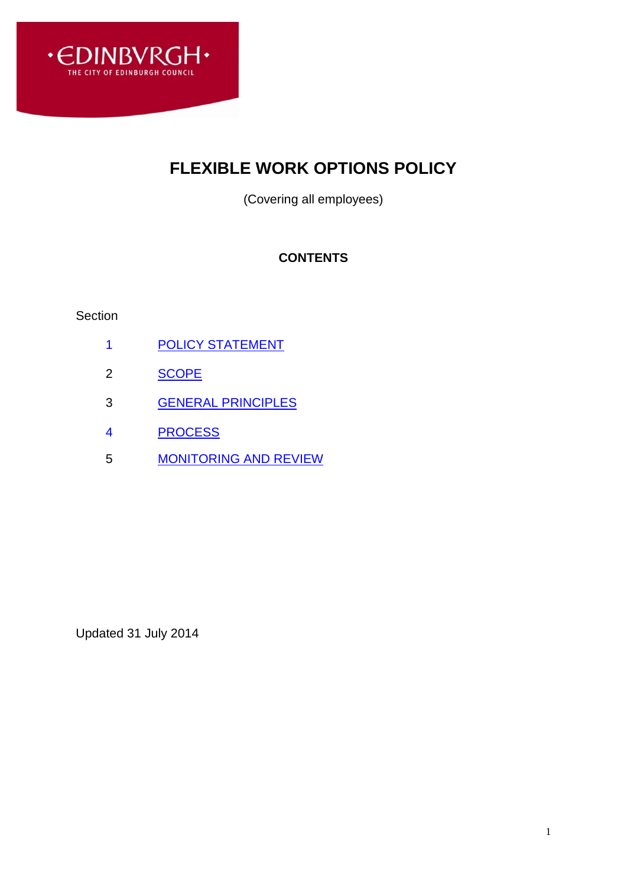·EDINBVRGH·
THE CITY OF EDINBURGH COUNCIL

# FLEXIBLE WORK OPTIONS POLICY

(Covering all employees)

**CONTENTS**

Section

| | |
|---|---|
| 1 | POLICY STATEMENT |
| 2 | SCOPE |
| 3 | GENERAL PRINCIPLES |
| 4 | PROCESS |
| 5 | MONITORING AND REVIEW |

Updated 31 July 2014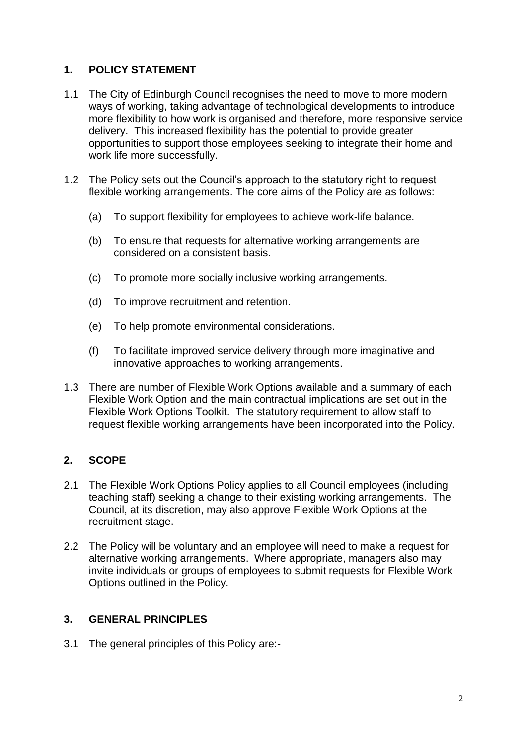## 1. POLICY STATEMENT

1.1 The City of Edinburgh Council recognises the need to move to more modern ways of working, taking advantage of technological developments to introduce more flexibility to how work is organised and therefore, more responsive service delivery. This increased flexibility has the potential to provide greater opportunities to support those employees seeking to integrate their home and work life more successfully.

1.2 The Policy sets out the Council's approach to the statutory right to request flexible working arrangements. The core aims of the Policy are as follows:

(a) To support flexibility for employees to achieve work-life balance.

(b) To ensure that requests for alternative working arrangements are considered on a consistent basis.

(c) To promote more socially inclusive working arrangements.

(d) To improve recruitment and retention.

(e) To help promote environmental considerations.

(f) To facilitate improved service delivery through more imaginative and innovative approaches to working arrangements.

1.3 There are number of Flexible Work Options available and a summary of each Flexible Work Option and the main contractual implications are set out in the Flexible Work Options Toolkit. The statutory requirement to allow staff to request flexible working arrangements have been incorporated into the Policy.

## 2. SCOPE

2.1 The Flexible Work Options Policy applies to all Council employees (including teaching staff) seeking a change to their existing working arrangements. The Council, at its discretion, may also approve Flexible Work Options at the recruitment stage.

2.2 The Policy will be voluntary and an employee will need to make a request for alternative working arrangements. Where appropriate, managers also may invite individuals or groups of employees to submit requests for Flexible Work Options outlined in the Policy.

## 3. GENERAL PRINCIPLES

3.1 The general principles of this Policy are:-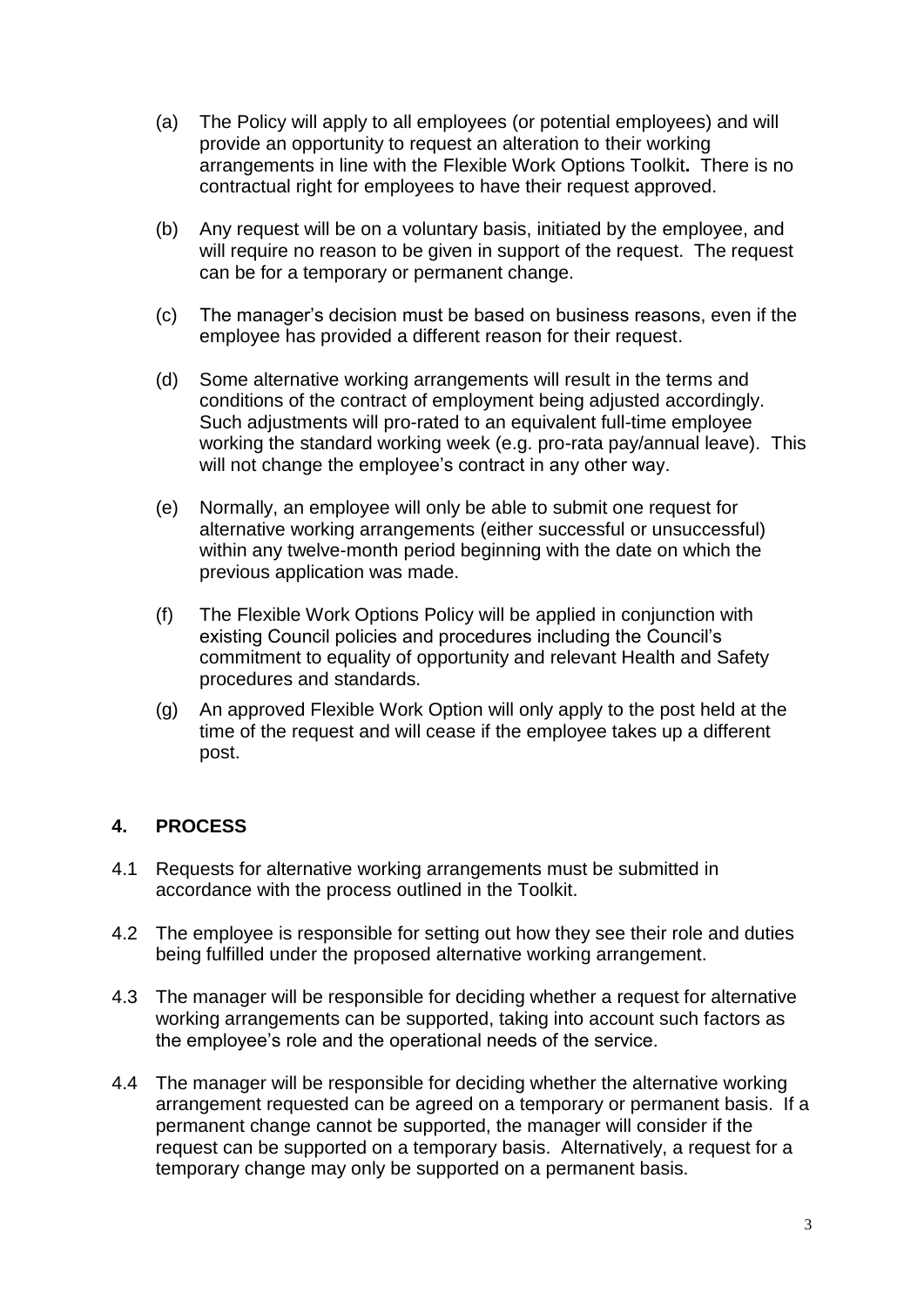(a) The Policy will apply to all employees (or potential employees) and will provide an opportunity to request an alteration to their working arrangements in line with the Flexible Work Options Toolkit**.** There is no contractual right for employees to have their request approved.

(b) Any request will be on a voluntary basis, initiated by the employee, and will require no reason to be given in support of the request. The request can be for a temporary or permanent change.

(c) The manager's decision must be based on business reasons, even if the employee has provided a different reason for their request.

(d) Some alternative working arrangements will result in the terms and conditions of the contract of employment being adjusted accordingly. Such adjustments will pro-rated to an equivalent full-time employee working the standard working week (e.g. pro-rata pay/annual leave). This will not change the employee's contract in any other way.

(e) Normally, an employee will only be able to submit one request for alternative working arrangements (either successful or unsuccessful) within any twelve-month period beginning with the date on which the previous application was made.

(f) The Flexible Work Options Policy will be applied in conjunction with existing Council policies and procedures including the Council's commitment to equality of opportunity and relevant Health and Safety procedures and standards.

(g) An approved Flexible Work Option will only apply to the post held at the time of the request and will cease if the employee takes up a different post.

## 4. PROCESS

4.1 Requests for alternative working arrangements must be submitted in accordance with the process outlined in the Toolkit.

4.2 The employee is responsible for setting out how they see their role and duties being fulfilled under the proposed alternative working arrangement.

4.3 The manager will be responsible for deciding whether a request for alternative working arrangements can be supported, taking into account such factors as the employee's role and the operational needs of the service.

4.4 The manager will be responsible for deciding whether the alternative working arrangement requested can be agreed on a temporary or permanent basis. If a permanent change cannot be supported, the manager will consider if the request can be supported on a temporary basis. Alternatively, a request for a temporary change may only be supported on a permanent basis.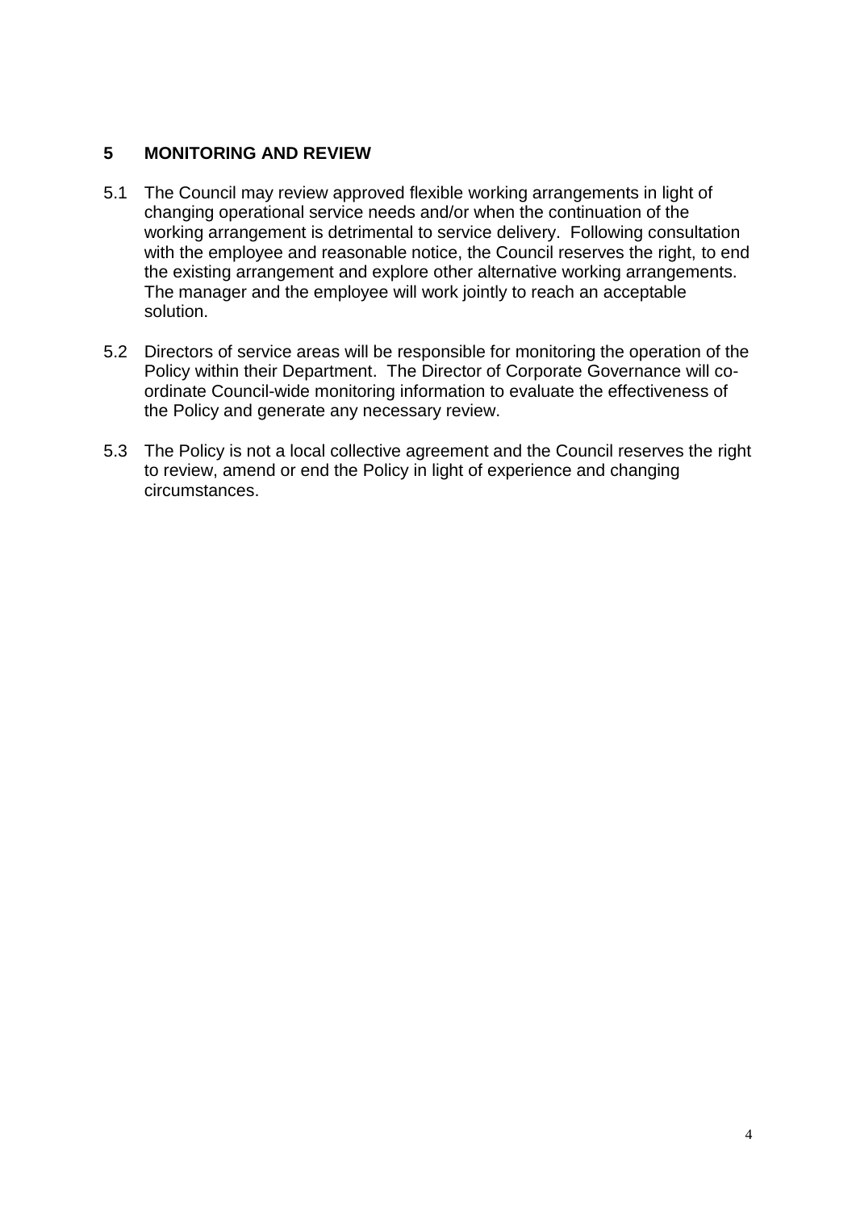## 5 MONITORING AND REVIEW

5.1 The Council may review approved flexible working arrangements in light of changing operational service needs and/or when the continuation of the working arrangement is detrimental to service delivery. Following consultation with the employee and reasonable notice, the Council reserves the right, to end the existing arrangement and explore other alternative working arrangements. The manager and the employee will work jointly to reach an acceptable solution.

5.2 Directors of service areas will be responsible for monitoring the operation of the Policy within their Department. The Director of Corporate Governance will co-ordinate Council-wide monitoring information to evaluate the effectiveness of the Policy and generate any necessary review.

5.3 The Policy is not a local collective agreement and the Council reserves the right to review, amend or end the Policy in light of experience and changing circumstances.